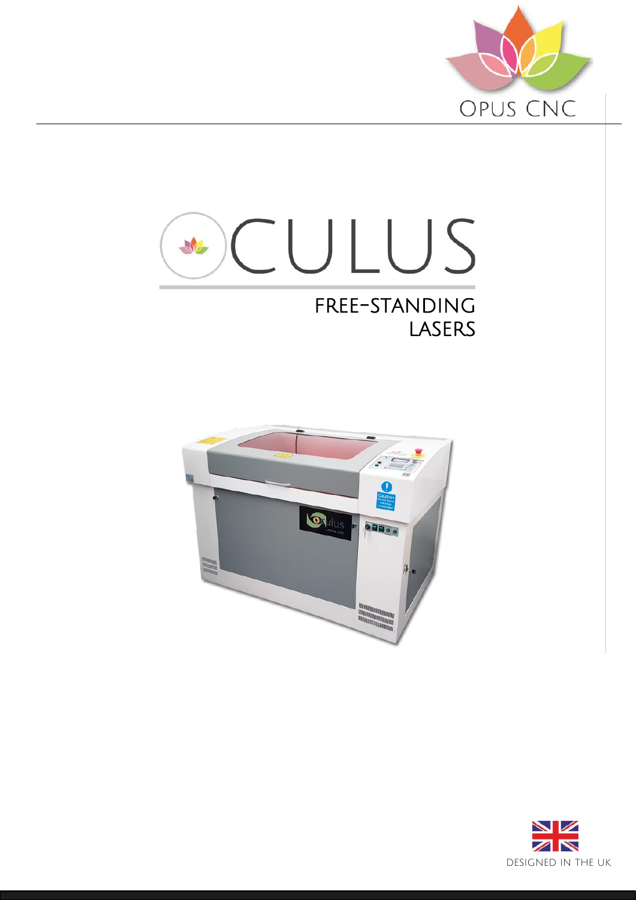OPUS CNC

# OCULUS

## FREE-STANDING LASERS

DESIGNED IN THE UK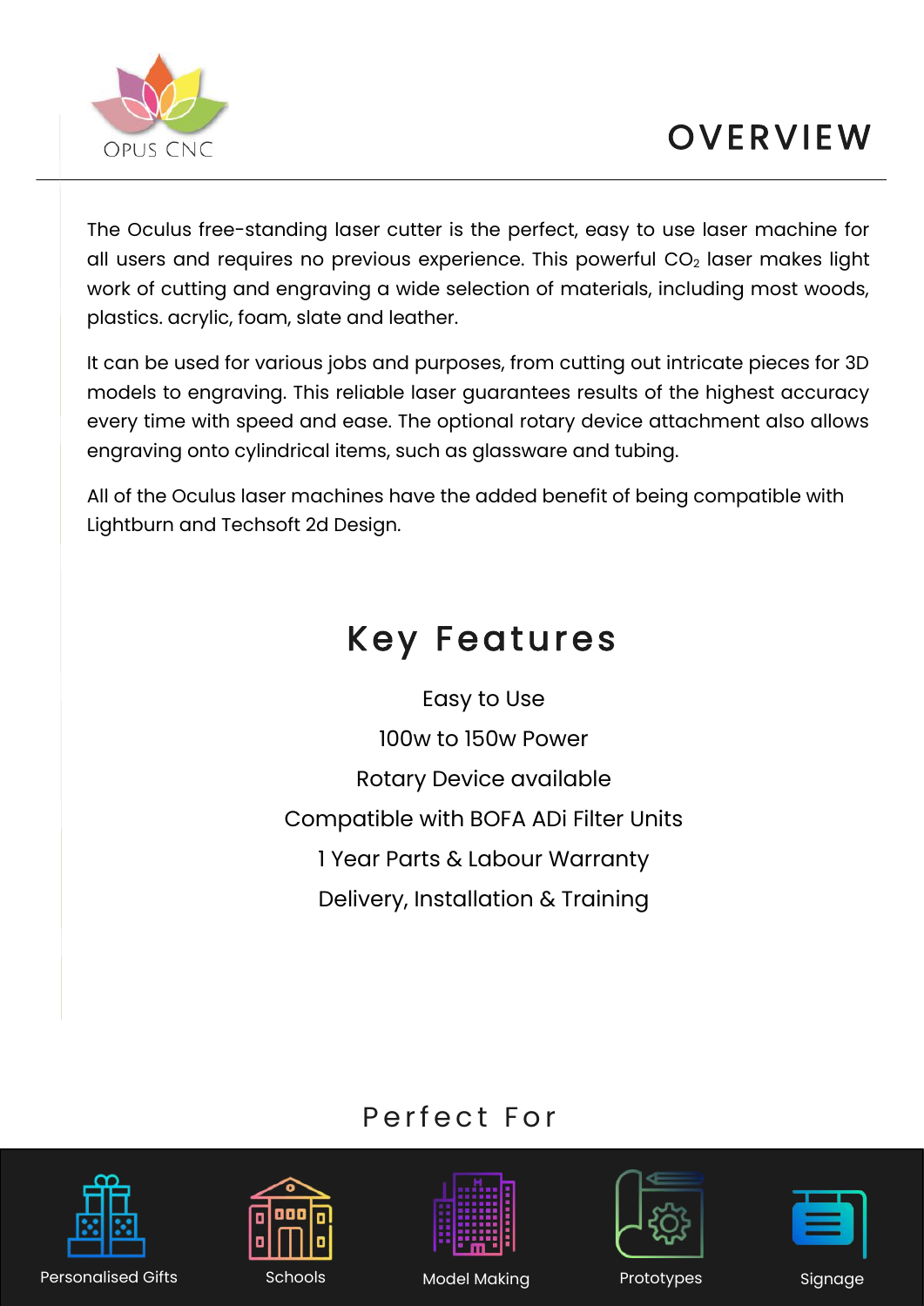# OVERVIEW

The Oculus free-standing laser cutter is the perfect, easy to use laser machine for all users and requires no previous experience. This powerful $CO_2$ laser makes light work of cutting and engraving a wide selection of materials, including most woods, plastics. acrylic, foam, slate and leather.

It can be used for various jobs and purposes, from cutting out intricate pieces for 3D models to engraving. This reliable laser guarantees results of the highest accuracy every time with speed and ease. The optional rotary device attachment also allows engraving onto cylindrical items, such as glassware and tubing.

All of the Oculus laser machines have the added benefit of being compatible with Lightburn and Techsoft 2d Design.

## Key Features

Easy to Use

100w to 150w Power

Rotary Device available

Compatible with BOFA ADi Filter Units

1 Year Parts & Labour Warranty

Delivery, Installation & Training

## Perfect For

Personalised Gifts

Schools

Model Making

Prototypes

Signage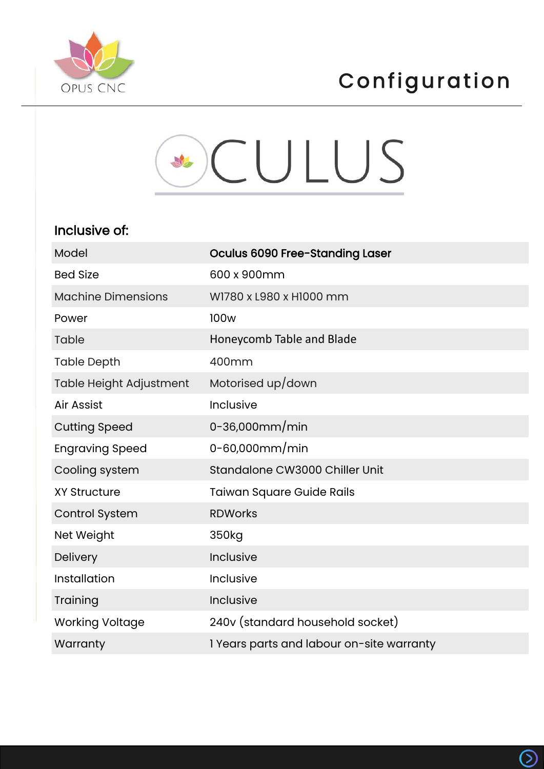# Configuration

OCULUS

## Inclusive of:

| | |
|---|---|
| Model | **Oculus 6090 Free-Standing Laser** |
| Bed Size | 600 x 900mm |
| Machine Dimensions | W1780 x L980 x H1000 mm |
| Power | 100w |
| Table | Honeycomb Table and Blade |
| Table Depth | 400mm |
| Table Height Adjustment | Motorised up/down |
| Air Assist | Inclusive |
| Cutting Speed | 0-36,000mm/min |
| Engraving Speed | 0-60,000mm/min |
| Cooling system | Standalone CW3000 Chiller Unit |
| XY Structure | Taiwan Square Guide Rails |
| Control System | RDWorks |
| Net Weight | 350kg |
| Delivery | Inclusive |
| Installation | Inclusive |
| Training | Inclusive |
| Working Voltage | 240v (standard household socket) |
| Warranty | 1 Years parts and labour on-site warranty |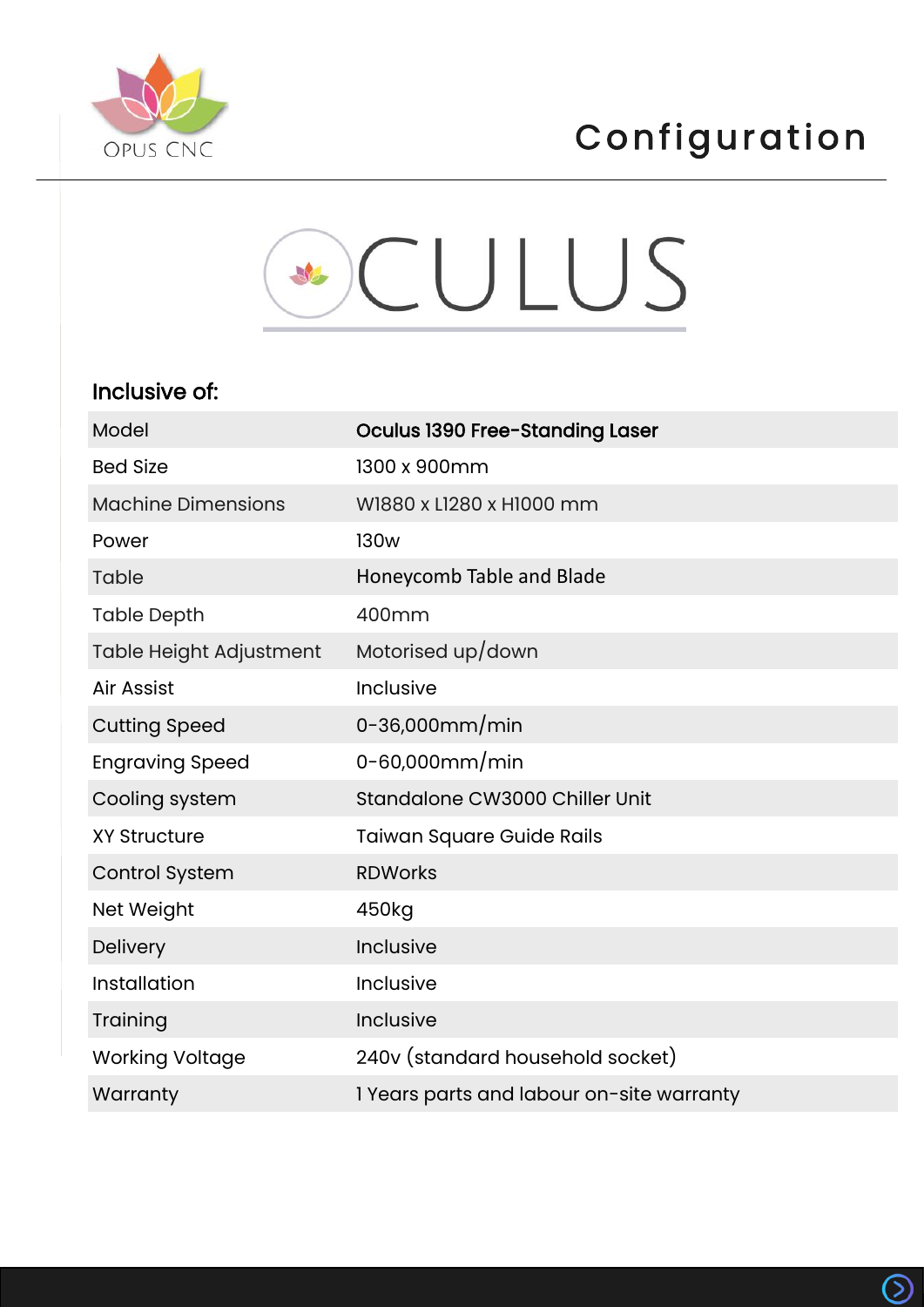OPUS CNC

# Configuration

OCULUS

### Inclusive of:

| | |
|---|---|
| Model | **Oculus 1390 Free-Standing Laser** |
| Bed Size | 1300 x 900mm |
| Machine Dimensions | W1880 x L1280 x H1000 mm |
| Power | 130w |
| Table | Honeycomb Table and Blade |
| Table Depth | 400mm |
| Table Height Adjustment | Motorised up/down |
| Air Assist | Inclusive |
| Cutting Speed | 0-36,000mm/min |
| Engraving Speed | 0-60,000mm/min |
| Cooling system | Standalone CW3000 Chiller Unit |
| XY Structure | Taiwan Square Guide Rails |
| Control System | RDWorks |
| Net Weight | 450kg |
| Delivery | Inclusive |
| Installation | Inclusive |
| Training | Inclusive |
| Working Voltage | 240v (standard household socket) |
| Warranty | 1 Years parts and labour on-site warranty |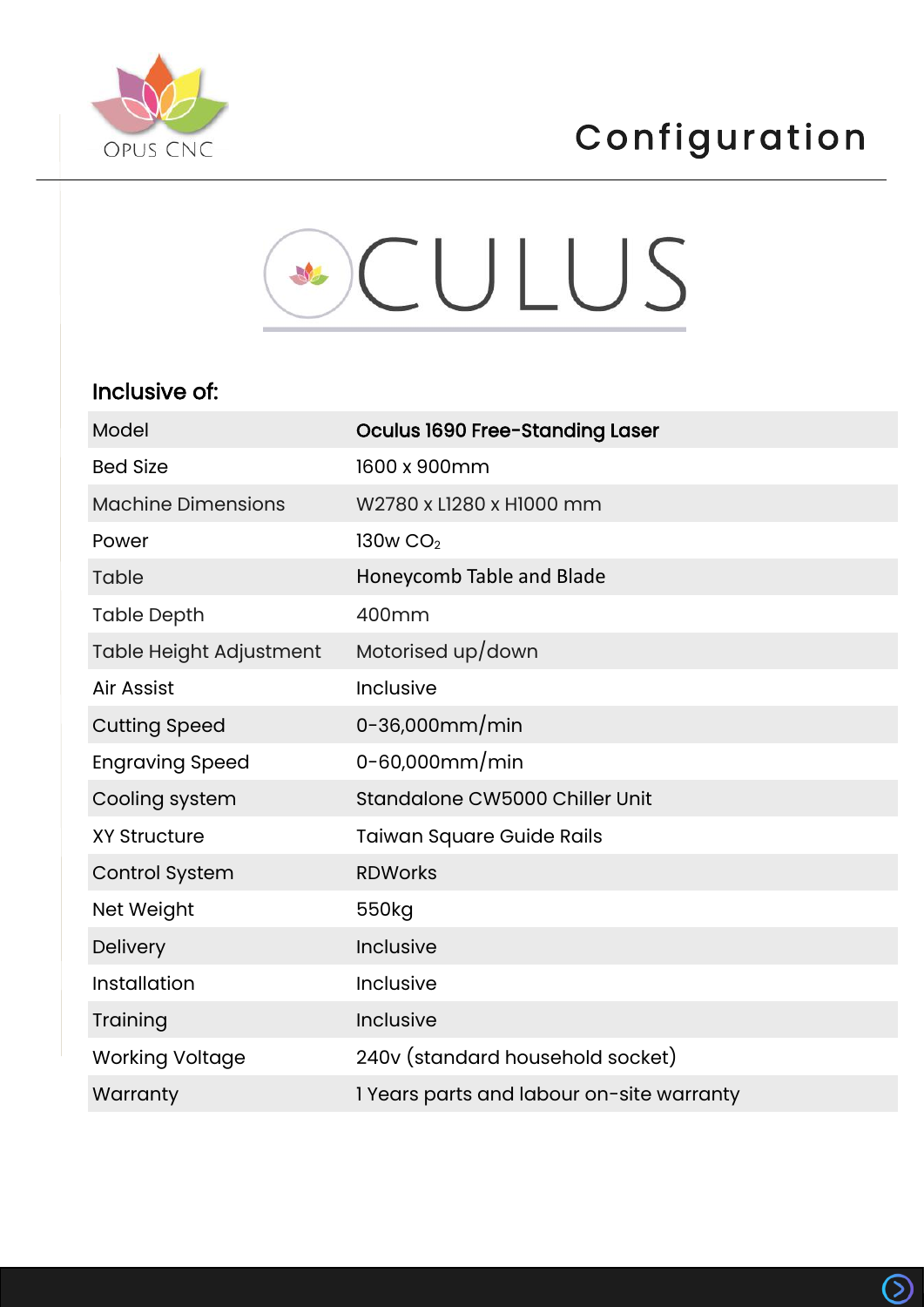# Configuration

OCULUS

### Inclusive of:

| Model | **Oculus 1690 Free-Standing Laser** |
|---|---|
| Bed Size | 1600 x 900mm |
| Machine Dimensions | W2780 x L1280 x H1000 mm |
| Power | 130w $CO_2$ |
| Table | Honeycomb Table and Blade |
| Table Depth | 400mm |
| Table Height Adjustment | Motorised up/down |
| Air Assist | Inclusive |
| Cutting Speed | 0-36,000mm/min |
| Engraving Speed | 0-60,000mm/min |
| Cooling system | Standalone CW5000 Chiller Unit |
| XY Structure | Taiwan Square Guide Rails |
| Control System | RDWorks |
| Net Weight | 550kg |
| Delivery | Inclusive |
| Installation | Inclusive |
| Training | Inclusive |
| Working Voltage | 240v (standard household socket) |
| Warranty | 1 Years parts and labour on-site warranty |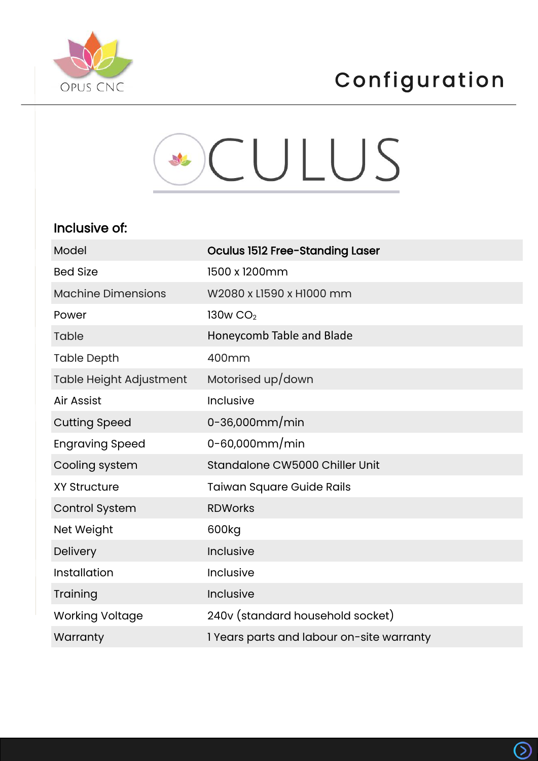# Configuration

# OCULUS

## Inclusive of:

| Model | **Oculus 1512 Free-Standing Laser** |
|---|---|
| Bed Size | 1500 x 1200mm |
| Machine Dimensions | W2080 x L1590 x H1000 mm |
| Power | 130w $CO_2$ |
| Table | Honeycomb Table and Blade |
| Table Depth | 400mm |
| Table Height Adjustment | Motorised up/down |
| Air Assist | Inclusive |
| Cutting Speed | 0-36,000mm/min |
| Engraving Speed | 0-60,000mm/min |
| Cooling system | Standalone CW5000 Chiller Unit |
| XY Structure | Taiwan Square Guide Rails |
| Control System | RDWorks |
| Net Weight | 600kg |
| Delivery | Inclusive |
| Installation | Inclusive |
| Training | Inclusive |
| Working Voltage | 240v (standard household socket) |
| Warranty | 1 Years parts and labour on-site warranty |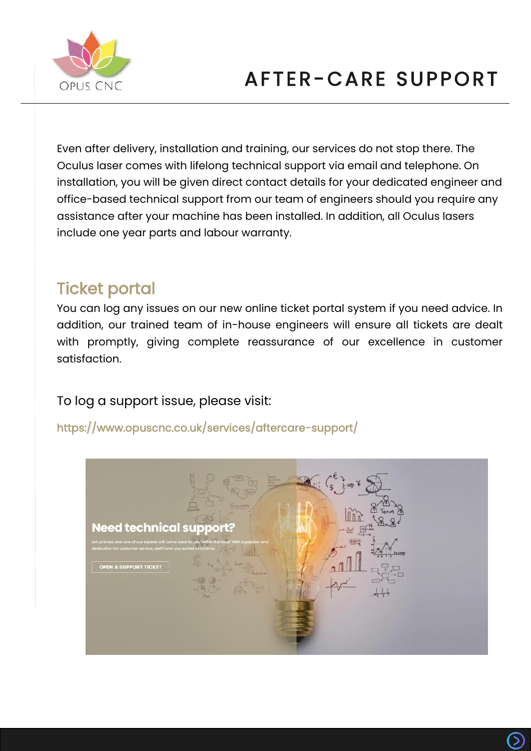# AFTER-CARE SUPPORT

Even after delivery, installation and training, our services do not stop there. The Oculus laser comes with lifelong technical support via email and telephone. On installation, you will be given direct contact details for your dedicated engineer and office-based technical support from our team of engineers should you require any assistance after your machine has been installed. In addition, all Oculus lasers include one year parts and labour warranty.

## Ticket portal

You can log any issues on our new online ticket portal system if you need advice. In addition, our trained team of in-house engineers will ensure all tickets are dealt with promptly, giving complete reassurance of our excellence in customer satisfaction.

To log a support issue, please visit:

https://www.opuscnc.co.uk/services/aftercare-support/

**Need technical support?**

Let us know and one of our experts will come back to you within the hour! With a passion and dedication for customer service, we'll have you sorted in no time.

OPEN A SUPPORT TICKET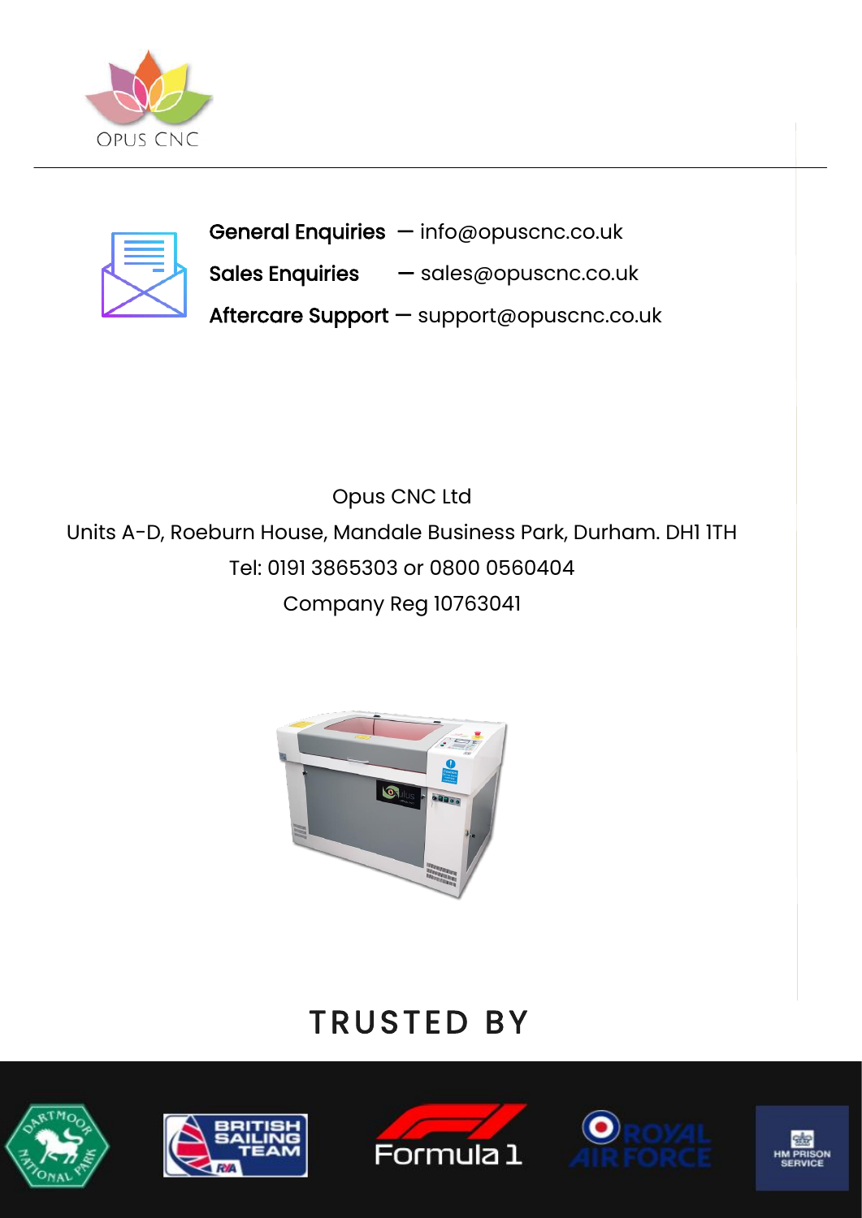OPUS CNC

**General Enquiries** — info@opuscnc.co.uk

**Sales Enquiries** — sales@opuscnc.co.uk

**Aftercare Support** — support@opuscnc.co.uk

Opus CNC Ltd

Units A-D, Roeburn House, Mandale Business Park, Durham. DH1 1TH

Tel: 0191 3865303 or 0800 0560404

Company Reg 10763041

## TRUSTED BY

Dartmoor National Park

British Sailing Team

Formula 1

Royal Air Force

HM Prison Service